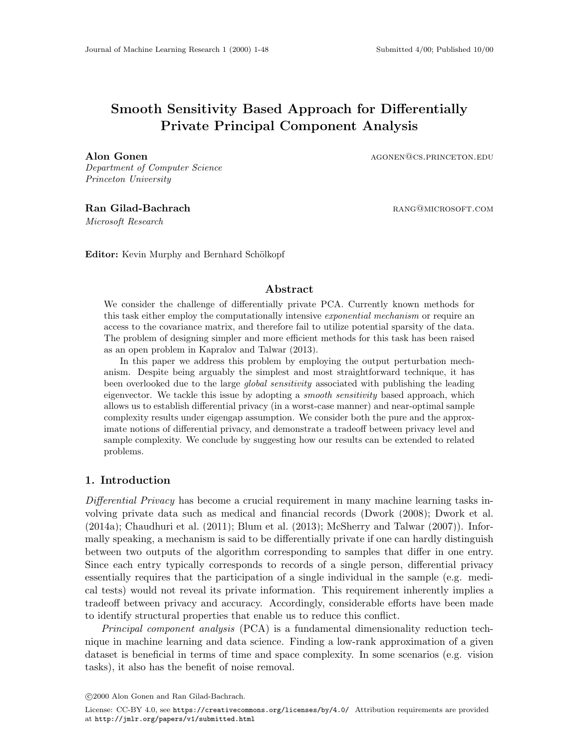# Smooth Sensitivity Based Approach for Differentially Private Principal Component Analysis

**Alon Gonen** AGONEN@CS.PRINCETON.EDU
*Department of Computer Science*
*Princeton University*

**Ran Gilad-Bachrach** RANG@MICROSOFT.COM
*Microsoft Research*

**Editor:** Kevin Murphy and Bernhard Schölkopf

## Abstract

We consider the challenge of differentially private PCA. Currently known methods for this task either employ the computationally intensive *exponential mechanism* or require an access to the covariance matrix, and therefore fail to utilize potential sparsity of the data. The problem of designing simpler and more efficient methods for this task has been raised as an open problem in Kapralov and Talwar (2013).

In this paper we address this problem by employing the output perturbation mechanism. Despite being arguably the simplest and most straightforward technique, it has been overlooked due to the large *global sensitivity* associated with publishing the leading eigenvector. We tackle this issue by adopting a *smooth sensitivity* based approach, which allows us to establish differential privacy (in a worst-case manner) and near-optimal sample complexity results under eigengap assumption. We consider both the pure and the approximate notions of differential privacy, and demonstrate a tradeoff between privacy level and sample complexity. We conclude by suggesting how our results can be extended to related problems.

## 1. Introduction

*Differential Privacy* has become a crucial requirement in many machine learning tasks involving private data such as medical and financial records (Dwork (2008); Dwork et al. (2014a); Chaudhuri et al. (2011); Blum et al. (2013); McSherry and Talwar (2007)). Informally speaking, a mechanism is said to be differentially private if one can hardly distinguish between two outputs of the algorithm corresponding to samples that differ in one entry. Since each entry typically corresponds to records of a single person, differential privacy essentially requires that the participation of a single individual in the sample (e.g. medical tests) would not reveal its private information. This requirement inherently implies a tradeoff between privacy and accuracy. Accordingly, considerable efforts have been made to identify structural properties that enable us to reduce this conflict.

*Principal component analysis* (PCA) is a fundamental dimensionality reduction technique in machine learning and data science. Finding a low-rank approximation of a given dataset is beneficial in terms of time and space complexity. In some scenarios (e.g. vision tasks), it also has the benefit of noise removal.

©2000 Alon Gonen and Ran Gilad-Bachrach.

License: CC-BY 4.0, see https://creativecommons.org/licenses/by/4.0/ Attribution requirements are provided at http://jmlr.org/papers/v1/submitted.html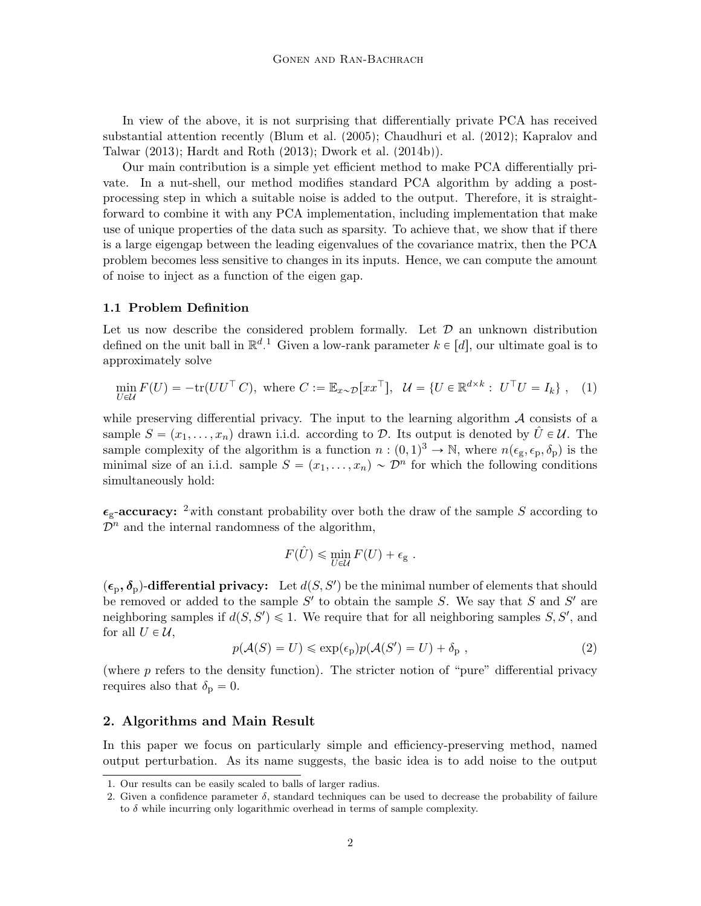In view of the above, it is not surprising that differentially private PCA has received substantial attention recently (Blum et al. (2005); Chaudhuri et al. (2012); Kapralov and Talwar (2013); Hardt and Roth (2013); Dwork et al. (2014b)).

Our main contribution is a simple yet efficient method to make PCA differentially private. In a nut-shell, our method modifies standard PCA algorithm by adding a post-processing step in which a suitable noise is added to the output. Therefore, it is straightforward to combine it with any PCA implementation, including implementation that make use of unique properties of the data such as sparsity. To achieve that, we show that if there is a large eigengap between the leading eigenvalues of the covariance matrix, then the PCA problem becomes less sensitive to changes in its inputs. Hence, we can compute the amount of noise to inject as a function of the eigen gap.

### 1.1 Problem Definition

Let us now describe the considered problem formally. Let $\mathcal{D}$ an unknown distribution defined on the unit ball in $\mathbb{R}^d$.[1] Given a low-rank parameter $k \in [d]$, our ultimate goal is to approximately solve

$$\min_{U \in \mathcal{U}} F(U) = -\mathrm{tr}(UU^\top C), \text{ where } C := \mathbb{E}_{x \sim \mathcal{D}}[xx^\top], \;\; \mathcal{U} = \{U \in \mathbb{R}^{d \times k} : \; U^\top U = I_k\} \; , \quad (1)$$

while preserving differential privacy. The input to the learning algorithm $\mathcal{A}$ consists of a sample $S = (x_1, \ldots, x_n)$ drawn i.i.d. according to $\mathcal{D}$. Its output is denoted by $\hat{U} \in \mathcal{U}$. The sample complexity of the algorithm is a function $n : (0,1)^3 \to \mathbb{N}$, where $n(\epsilon_{\mathrm{g}}, \epsilon_{\mathrm{p}}, \delta_{\mathrm{p}})$ is the minimal size of an i.i.d. sample $S = (x_1, \ldots, x_n) \sim \mathcal{D}^n$ for which the following conditions simultaneously hold:

**$\boldsymbol{\epsilon}_{\mathrm{g}}$-accuracy:** [2]with constant probability over both the draw of the sample $S$ according to $\mathcal{D}^n$ and the internal randomness of the algorithm,

$$F(\hat{U}) \leqslant \min_{U \in \mathcal{U}} F(U) + \epsilon_{\mathrm{g}} \; .$$

**$(\boldsymbol{\epsilon}_{\mathrm{p}}, \boldsymbol{\delta}_{\mathrm{p}})$-differential privacy:** Let $d(S, S')$ be the minimal number of elements that should be removed or added to the sample $S'$ to obtain the sample $S$. We say that $S$ and $S'$ are neighboring samples if $d(S, S') \leqslant 1$. We require that for all neighboring samples $S, S'$, and for all $U \in \mathcal{U}$,

$$p(\mathcal{A}(S) = U) \leqslant \exp(\epsilon_{\mathrm{p}}) p(\mathcal{A}(S') = U) + \delta_{\mathrm{p}} \; , \quad (2)$$

(where $p$ refers to the density function). The stricter notion of "pure" differential privacy requires also that $\delta_{\mathrm{p}} = 0$.

## 2. Algorithms and Main Result

In this paper we focus on particularly simple and efficiency-preserving method, named output perturbation. As its name suggests, the basic idea is to add noise to the output

---

1. Our results can be easily scaled to balls of larger radius.
2. Given a confidence parameter $\delta$, standard techniques can be used to decrease the probability of failure to $\delta$ while incurring only logarithmic overhead in terms of sample complexity.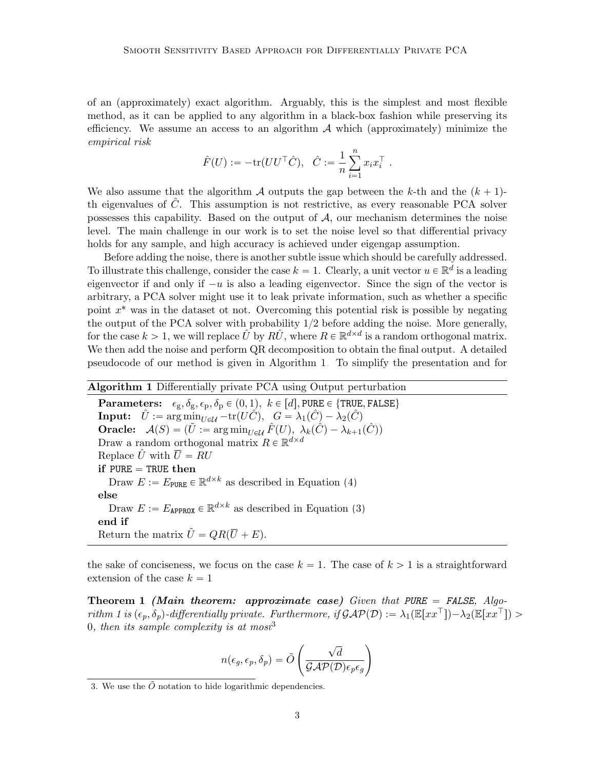of an (approximately) exact algorithm. Arguably, this is the simplest and most flexible method, as it can be applied to any algorithm in a black-box fashion while preserving its efficiency. We assume an access to an algorithm $\mathcal{A}$ which (approximately) minimize the *empirical risk*

$$\hat{F}(U) := -\mathrm{tr}(UU^\top \hat{C}), \quad \hat{C} := \frac{1}{n}\sum_{i=1}^{n} x_i x_i^\top .$$

We also assume that the algorithm $\mathcal{A}$ outputs the gap between the $k$-th and the $(k+1)$-th eigenvalues of $\hat{C}$. This assumption is not restrictive, as every reasonable PCA solver possesses this capability. Based on the output of $\mathcal{A}$, our mechanism determines the noise level. The main challenge in our work is to set the noise level so that differential privacy holds for any sample, and high accuracy is achieved under eigengap assumption.

Before adding the noise, there is another subtle issue which should be carefully addressed. To illustrate this challenge, consider the case $k = 1$. Clearly, a unit vector $u \in \mathbb{R}^d$ is a leading eigenvector if and only if $-u$ is also a leading eigenvector. Since the sign of the vector is arbitrary, a PCA solver might use it to leak private information, such as whether a specific point $x^*$ was in the dataset ot not. Overcoming this potential risk is possible by negating the output of the PCA solver with probability 1/2 before adding the noise. More generally, for the case $k > 1$, we will replace $\hat{U}$ by $R\hat{U}$, where $R \in \mathbb{R}^{d\times d}$ is a random orthogonal matrix. We then add the noise and perform QR decomposition to obtain the final output. A detailed pseudocode of our method is given in Algorithm 1. To simplify the presentation and for the sake of conciseness, we focus on the case $k = 1$. The case of $k > 1$ is a straightforward extension of the case $k = 1$

---

**Algorithm 1** Differentially private PCA using Output perturbation

---

**Parameters:** $\epsilon_{\mathrm{g}}, \delta_{\mathrm{g}}, \epsilon_{\mathrm{p}}, \delta_{\mathrm{p}} \in (0, 1)$, $k \in [d]$, $\texttt{PURE} \in \{\texttt{TRUE}, \texttt{FALSE}\}$
**Input:** $\hat{U} := \arg\min_{U\in\mathcal{U}} -\mathrm{tr}(U\hat{C})$, $G = \lambda_1(\hat{C}) - \lambda_2(\hat{C})$
**Oracle:** $\mathcal{A}(S) = (\tilde{U} := \arg\min_{U\in\mathcal{U}} \hat{F}(U),\ \lambda_k(\hat{C}) - \lambda_{k+1}(\hat{C}))$
Draw a random orthogonal matrix $R \in \mathbb{R}^{d\times d}$
Replace $\hat{U}$ with $\overline{U} = RU$
**if** $\texttt{PURE} = \texttt{TRUE}$ **then**
  Draw $E := E_{\texttt{PURE}} \in \mathbb{R}^{d\times k}$ as described in Equation (4)
**else**
  Draw $E := E_{\texttt{APPROX}} \in \mathbb{R}^{d\times k}$ as described in Equation (3)
**end if**
Return the matrix $\tilde{U} = QR(\overline{U} + E)$.

---

**Theorem 1** ***(Main theorem: approximate case)*** *Given that* ***PURE = FALSE****, Algorithm 1 is $(\epsilon_p, \delta_p)$-differentially private. Furthermore, if $\mathcal{GAP}(\mathcal{D}) := \lambda_1(\mathbb{E}[xx^\top]) - \lambda_2(\mathbb{E}[xx^\top]) > 0$, then its sample complexity is at most*[3]

$$n(\epsilon_g, \epsilon_p, \delta_p) = \tilde{O}\left(\frac{\sqrt{d}}{\mathcal{GAP}(\mathcal{D})\epsilon_p\epsilon_g}\right)$$

3. We use the $\tilde{O}$ notation to hide logarithmic dependencies.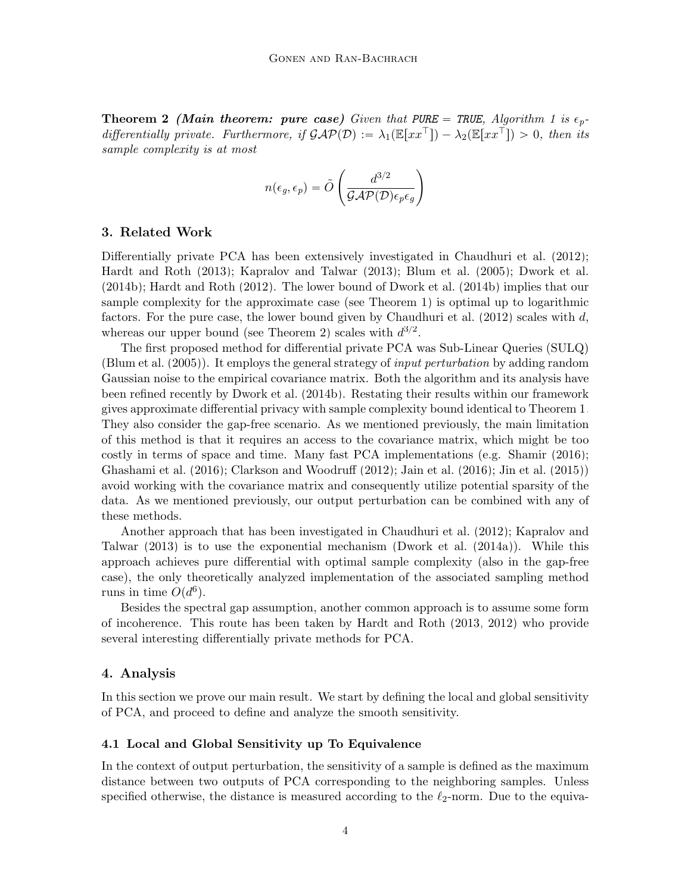**Theorem 2** ***(Main theorem: pure case)*** *Given that* `PURE = TRUE`*, Algorithm 1 is $\epsilon_p$-differentially private. Furthermore, if $\mathcal{GAP}(\mathcal{D}) := \lambda_1(\mathbb{E}[xx^\top]) - \lambda_2(\mathbb{E}[xx^\top]) > 0$, then its sample complexity is at most*

$$n(\epsilon_g, \epsilon_p) = \tilde{O}\left(\frac{d^{3/2}}{\mathcal{GAP}(\mathcal{D})\epsilon_p\epsilon_g}\right)$$

## 3. Related Work

Differentially private PCA has been extensively investigated in Chaudhuri et al. (2012); Hardt and Roth (2013); Kapralov and Talwar (2013); Blum et al. (2005); Dwork et al. (2014b); Hardt and Roth (2012). The lower bound of Dwork et al. (2014b) implies that our sample complexity for the approximate case (see Theorem 1) is optimal up to logarithmic factors. For the pure case, the lower bound given by Chaudhuri et al. (2012) scales with $d$, whereas our upper bound (see Theorem 2) scales with $d^{3/2}$.

The first proposed method for differential private PCA was Sub-Linear Queries (SULQ) (Blum et al. (2005)). It employs the general strategy of *input perturbation* by adding random Gaussian noise to the empirical covariance matrix. Both the algorithm and its analysis have been refined recently by Dwork et al. (2014b). Restating their results within our framework gives approximate differential privacy with sample complexity bound identical to Theorem 1. They also consider the gap-free scenario. As we mentioned previously, the main limitation of this method is that it requires an access to the covariance matrix, which might be too costly in terms of space and time. Many fast PCA implementations (e.g. Shamir (2016); Ghashami et al. (2016); Clarkson and Woodruff (2012); Jain et al. (2016); Jin et al. (2015)) avoid working with the covariance matrix and consequently utilize potential sparsity of the data. As we mentioned previously, our output perturbation can be combined with any of these methods.

Another approach that has been investigated in Chaudhuri et al. (2012); Kapralov and Talwar (2013) is to use the exponential mechanism (Dwork et al. (2014a)). While this approach achieves pure differential with optimal sample complexity (also in the gap-free case), the only theoretically analyzed implementation of the associated sampling method runs in time $O(d^6)$.

Besides the spectral gap assumption, another common approach is to assume some form of incoherence. This route has been taken by Hardt and Roth (2013, 2012) who provide several interesting differentially private methods for PCA.

## 4. Analysis

In this section we prove our main result. We start by defining the local and global sensitivity of PCA, and proceed to define and analyze the smooth sensitivity.

### 4.1 Local and Global Sensitivity up To Equivalence

In the context of output perturbation, the sensitivity of a sample is defined as the maximum distance between two outputs of PCA corresponding to the neighboring samples. Unless specified otherwise, the distance is measured according to the $\ell_2$-norm. Due to the equiva-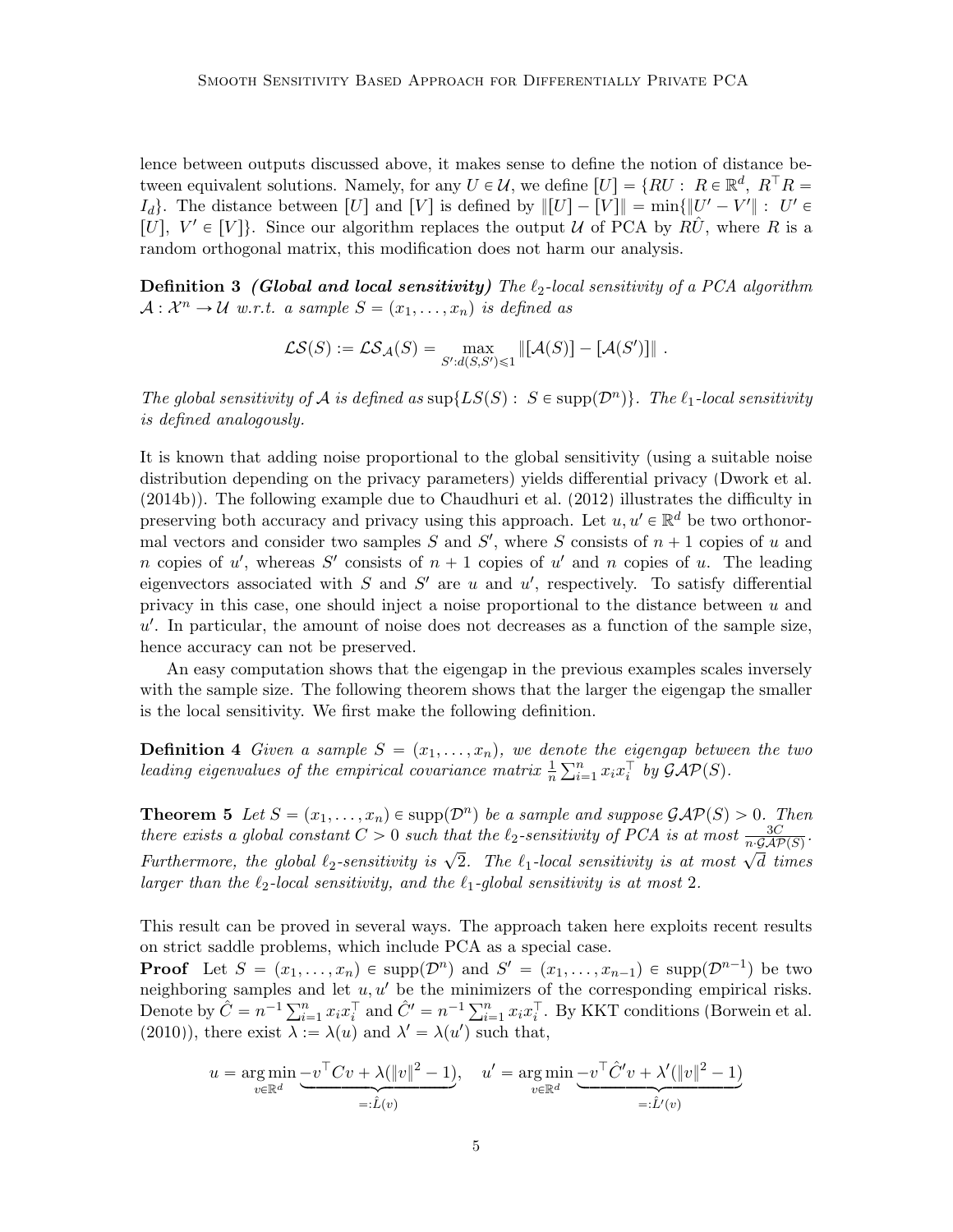lence between outputs discussed above, it makes sense to define the notion of distance between equivalent solutions. Namely, for any $U \in \mathcal{U}$, we define $[U] = \{RU :\ R \in \mathbb{R}^d,\ R^\top R = I_d\}$. The distance between $[U]$ and $[V]$ is defined by $\|[U] - [V]\| = \min\{\|U' - V'\| :\ U' \in [U],\ V' \in [V]\}$. Since our algorithm replaces the output $\mathcal{U}$ of PCA by $R\hat{U}$, where $R$ is a random orthogonal matrix, this modification does not harm our analysis.

**Definition 3** ***(Global and local sensitivity)*** *The $\ell_2$-local sensitivity of a PCA algorithm $\mathcal{A} : \mathcal{X}^n \to \mathcal{U}$ w.r.t. a sample $S = (x_1, \ldots, x_n)$ is defined as*

$$\mathcal{LS}(S) := \mathcal{LS}_{\mathcal{A}}(S) = \max_{S' : d(S,S') \leqslant 1} \|[\mathcal{A}(S)] - [\mathcal{A}(S')]\| \ .$$

*The global sensitivity of $\mathcal{A}$ is defined as $\sup\{LS(S) :\ S \in \mathrm{supp}(\mathcal{D}^n)\}$. The $\ell_1$-local sensitivity is defined analogously.*

It is known that adding noise proportional to the global sensitivity (using a suitable noise distribution depending on the privacy parameters) yields differential privacy (Dwork et al. (2014b)). The following example due to Chaudhuri et al. (2012) illustrates the difficulty in preserving both accuracy and privacy using this approach. Let $u, u' \in \mathbb{R}^d$ be two orthonormal vectors and consider two samples $S$ and $S'$, where $S$ consists of $n+1$ copies of $u$ and $n$ copies of $u'$, whereas $S'$ consists of $n+1$ copies of $u'$ and $n$ copies of $u$. The leading eigenvectors associated with $S$ and $S'$ are $u$ and $u'$, respectively. To satisfy differential privacy in this case, one should inject a noise proportional to the distance between $u$ and $u'$. In particular, the amount of noise does not decreases as a function of the sample size, hence accuracy can not be preserved.

An easy computation shows that the eigengap in the previous examples scales inversely with the sample size. The following theorem shows that the larger the eigengap the smaller is the local sensitivity. We first make the following definition.

**Definition 4** *Given a sample $S = (x_1, \ldots, x_n)$, we denote the eigengap between the two leading eigenvalues of the empirical covariance matrix $\frac{1}{n}\sum_{i=1}^n x_i x_i^\top$ by $\mathcal{GAP}(S)$.*

**Theorem 5** *Let $S = (x_1, \ldots, x_n) \in \mathrm{supp}(\mathcal{D}^n)$ be a sample and suppose $\mathcal{GAP}(S) > 0$. Then there exists a global constant $C > 0$ such that the $\ell_2$-sensitivity of PCA is at most $\frac{3C}{n \cdot \mathcal{GAP}(S)}$. Furthermore, the global $\ell_2$-sensitivity is $\sqrt{2}$. The $\ell_1$-local sensitivity is at most $\sqrt{d}$ times larger than the $\ell_2$-local sensitivity, and the $\ell_1$-global sensitivity is at most 2.*

This result can be proved in several ways. The approach taken here exploits recent results on strict saddle problems, which include PCA as a special case.

**Proof** Let $S = (x_1, \ldots, x_n) \in \mathrm{supp}(\mathcal{D}^n)$ and $S' = (x_1, \ldots, x_{n-1}) \in \mathrm{supp}(\mathcal{D}^{n-1})$ be two neighboring samples and let $u, u'$ be the minimizers of the corresponding empirical risks. Denote by $\hat{C} = n^{-1}\sum_{i=1}^n x_i x_i^\top$ and $\hat{C}' = n^{-1}\sum_{i=1}^n x_i x_i^\top$. By KKT conditions (Borwein et al. (2010)), there exist $\lambda := \lambda(u)$ and $\lambda' = \lambda(u')$ such that,

$$u = \operatorname*{arg\,min}_{v \in \mathbb{R}^d} \underbrace{-v^\top C v + \lambda(\|v\|^2 - 1)}_{=:\hat{L}(v)}, \quad u' = \operatorname*{arg\,min}_{v \in \mathbb{R}^d} \underbrace{-v^\top \hat{C}' v + \lambda'(\|v\|^2 - 1)}_{=:\hat{L}'(v)}$$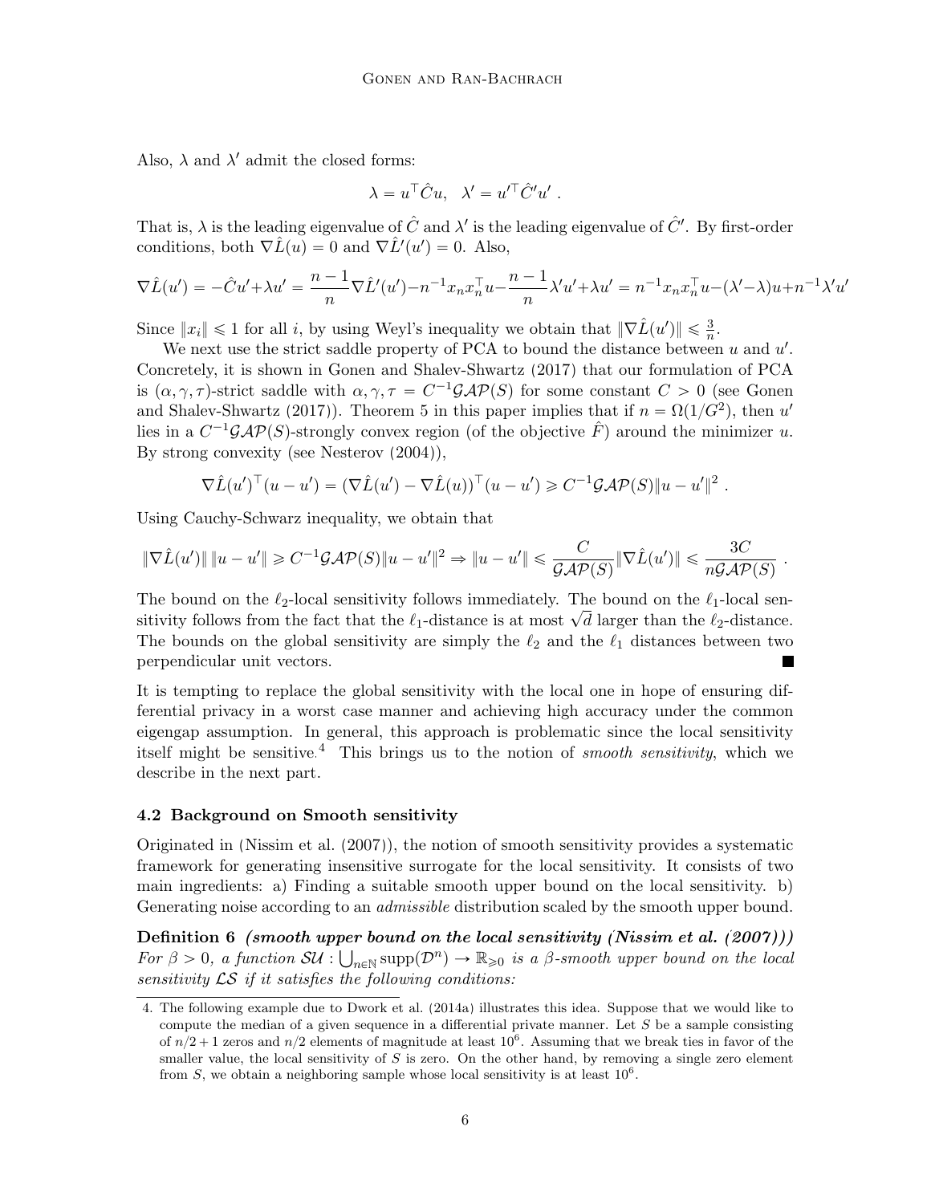Also, $\lambda$ and $\lambda'$ admit the closed forms:

$$\lambda = u^\top \hat{C} u, \quad \lambda' = u'^\top \hat{C}' u' \ .$$

That is, $\lambda$ is the leading eigenvalue of $\hat{C}$ and $\lambda'$ is the leading eigenvalue of $\hat{C}'$. By first-order conditions, both $\nabla \hat{L}(u) = 0$ and $\nabla \hat{L}'(u') = 0$. Also,

$$\nabla \hat{L}(u') = -\hat{C}u' + \lambda u' = \frac{n-1}{n} \nabla \hat{L}'(u') - n^{-1} x_n x_n^\top u - \frac{n-1}{n} \lambda' u' + \lambda u' = n^{-1} x_n x_n^\top u - (\lambda' - \lambda) u + n^{-1} \lambda' u'$$

Since $\|x_i\| \leqslant 1$ for all $i$, by using Weyl's inequality we obtain that $\|\nabla \hat{L}(u')\| \leqslant \frac{3}{n}$.

We next use the strict saddle property of PCA to bound the distance between $u$ and $u'$. Concretely, it is shown in Gonen and Shalev-Shwartz (2017) that our formulation of PCA is $(\alpha, \gamma, \tau)$-strict saddle with $\alpha, \gamma, \tau = C^{-1} \mathcal{GAP}(S)$ for some constant $C > 0$ (see Gonen and Shalev-Shwartz (2017)). Theorem 5 in this paper implies that if $n = \Omega(1/G^2)$, then $u'$ lies in a $C^{-1}\mathcal{GAP}(S)$-strongly convex region (of the objective $\hat{F}$) around the minimizer $u$. By strong convexity (see Nesterov (2004)),

$$\nabla \hat{L}(u')^\top (u - u') = (\nabla \hat{L}(u') - \nabla \hat{L}(u))^\top (u - u') \geqslant C^{-1} \mathcal{GAP}(S) \|u - u'\|^2 \ .$$

Using Cauchy-Schwarz inequality, we obtain that

$$\|\nabla \hat{L}(u')\| \, \|u - u'\| \geqslant C^{-1} \mathcal{GAP}(S) \|u - u'\|^2 \Rightarrow \|u - u'\| \leqslant \frac{C}{\mathcal{GAP}(S)} \|\nabla \hat{L}(u')\| \leqslant \frac{3C}{n \mathcal{GAP}(S)} \ .$$

The bound on the $\ell_2$-local sensitivity follows immediately. The bound on the $\ell_1$-local sensitivity follows from the fact that the $\ell_1$-distance is at most $\sqrt{d}$ larger than the $\ell_2$-distance. The bounds on the global sensitivity are simply the $\ell_2$ and the $\ell_1$ distances between two perpendicular unit vectors. ■

It is tempting to replace the global sensitivity with the local one in hope of ensuring differential privacy in a worst case manner and achieving high accuracy under the common eigengap assumption. In general, this approach is problematic since the local sensitivity itself might be sensitive.[4] This brings us to the notion of *smooth sensitivity*, which we describe in the next part.

### 4.2 Background on Smooth sensitivity

Originated in (Nissim et al. (2007)), the notion of smooth sensitivity provides a systematic framework for generating insensitive surrogate for the local sensitivity. It consists of two main ingredients: a) Finding a suitable smooth upper bound on the local sensitivity. b) Generating noise according to an *admissible* distribution scaled by the smooth upper bound.

**Definition 6** ***(smooth upper bound on the local sensitivity (Nissim et al. (2007)))*** *For $\beta > 0$, a function $\mathcal{SU} : \bigcup_{n \in \mathbb{N}} \mathrm{supp}(\mathcal{D}^n) \to \mathbb{R}_{\geqslant 0}$ is a $\beta$-smooth upper bound on the local sensitivity $\mathcal{LS}$ if it satisfies the following conditions:*

---

4. The following example due to Dwork et al. (2014a) illustrates this idea. Suppose that we would like to compute the median of a given sequence in a differential private manner. Let $S$ be a sample consisting of $n/2+1$ zeros and $n/2$ elements of magnitude at least $10^6$. Assuming that we break ties in favor of the smaller value, the local sensitivity of $S$ is zero. On the other hand, by removing a single zero element from $S$, we obtain a neighboring sample whose local sensitivity is at least $10^6$.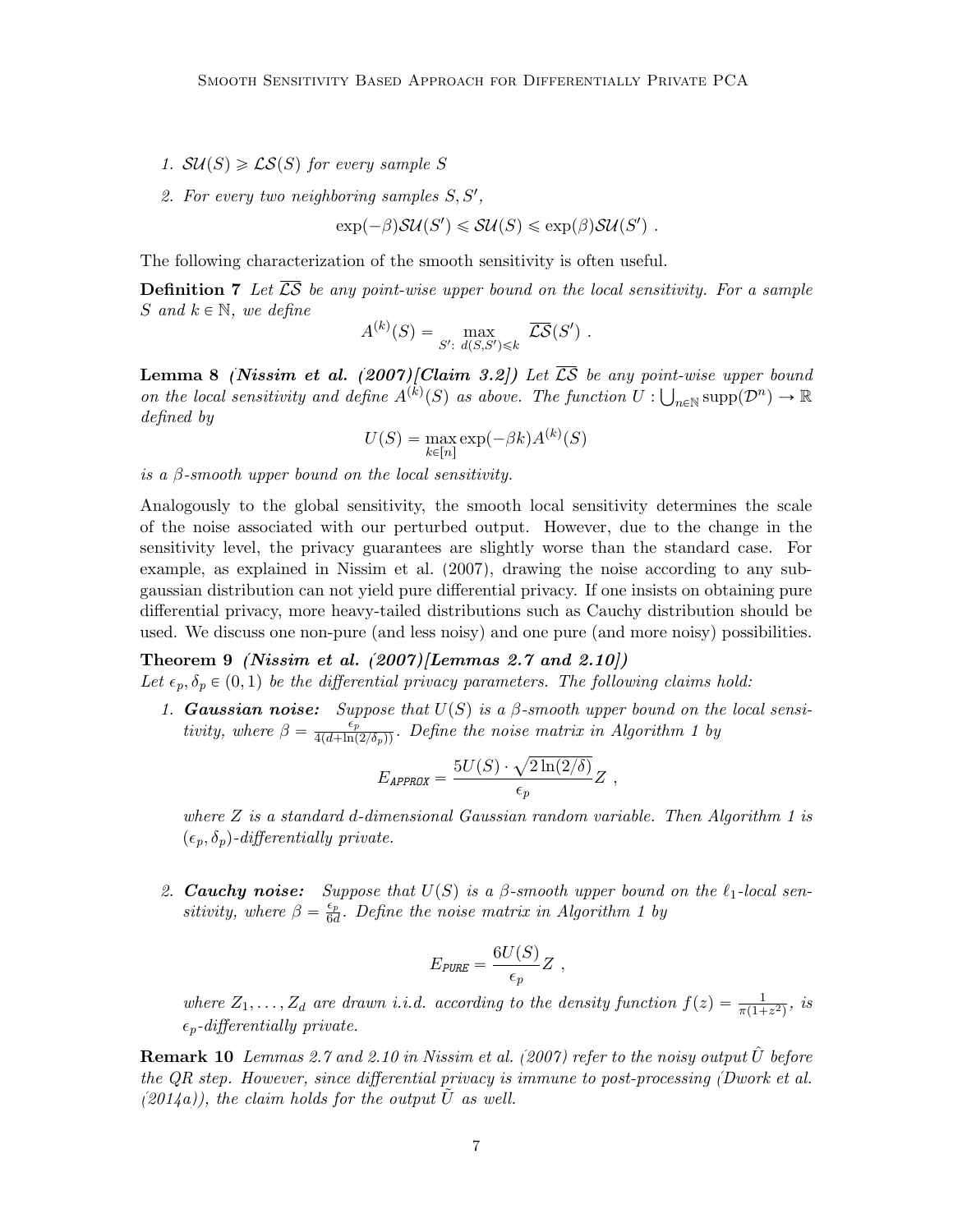1. $\mathcal{SU}(S) \geqslant \mathcal{LS}(S)$ *for every sample* $S$
2. *For every two neighboring samples* $S, S'$,

$$\exp(-\beta)\mathcal{SU}(S') \leqslant \mathcal{SU}(S) \leqslant \exp(\beta)\mathcal{SU}(S') \ .$$

The following characterization of the smooth sensitivity is often useful.

**Definition 7** *Let* $\overline{\mathcal{LS}}$ *be any point-wise upper bound on the local sensitivity. For a sample* $S$ *and* $k \in \mathbb{N}$, *we define*

$$A^{(k)}(S) = \max_{S':\ d(S,S') \leqslant k} \ \overline{\mathcal{LS}}(S') \ .$$

**Lemma 8** ***(Nissim et al. (2007)[Claim 3.2])*** *Let* $\overline{\mathcal{LS}}$ *be any point-wise upper bound on the local sensitivity and define* $A^{(k)}(S)$ *as above. The function* $U : \bigcup_{n \in \mathbb{N}} \mathrm{supp}(\mathcal{D}^n) \to \mathbb{R}$ *defined by*

$$U(S) = \max_{k \in [n]} \exp(-\beta k) A^{(k)}(S)$$

*is a* $\beta$*-smooth upper bound on the local sensitivity.*

Analogously to the global sensitivity, the smooth local sensitivity determines the scale of the noise associated with our perturbed output. However, due to the change in the sensitivity level, the privacy guarantees are slightly worse than the standard case. For example, as explained in Nissim et al. (2007), drawing the noise according to any sub-gaussian distribution can not yield pure differential privacy. If one insists on obtaining pure differential privacy, more heavy-tailed distributions such as Cauchy distribution should be used. We discuss one non-pure (and less noisy) and one pure (and more noisy) possibilities.

**Theorem 9** ***(Nissim et al. (2007)[Lemmas 2.7 and 2.10])***
*Let* $\epsilon_p, \delta_p \in (0,1)$ *be the differential privacy parameters. The following claims hold:*

1. ***Gaussian noise:*** *Suppose that* $U(S)$ *is a* $\beta$*-smooth upper bound on the local sensitivity, where* $\beta = \frac{\epsilon_p}{4(d+\ln(2/\delta_p))}$. *Define the noise matrix in Algorithm 1 by*

$$E_{\mathit{APPROX}} = \frac{5U(S) \cdot \sqrt{2\ln(2/\delta)}}{\epsilon_p} Z \ ,$$

*where* $Z$ *is a standard* $d$*-dimensional Gaussian random variable. Then Algorithm 1 is* $(\epsilon_p, \delta_p)$*-differentially private.*

2. ***Cauchy noise:*** *Suppose that* $U(S)$ *is a* $\beta$*-smooth upper bound on the* $\ell_1$*-local sensitivity, where* $\beta = \frac{\epsilon_p}{6d}$. *Define the noise matrix in Algorithm 1 by*

$$E_{\mathit{PURE}} = \frac{6U(S)}{\epsilon_p} Z \ ,$$

*where* $Z_1, \ldots, Z_d$ *are drawn i.i.d. according to the density function* $f(z) = \frac{1}{\pi(1+z^2)}$, *is* $\epsilon_p$*-differentially private.*

**Remark 10** *Lemmas 2.7 and 2.10 in Nissim et al. (2007) refer to the noisy output* $\hat{U}$ *before the QR step. However, since differential privacy is immune to post-processing (Dwork et al. (2014a)), the claim holds for the output* $\tilde{U}$ *as well.*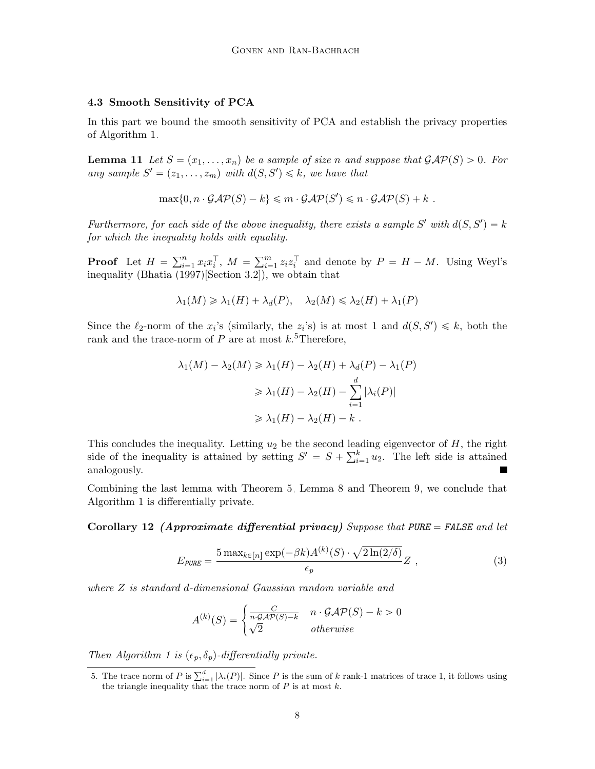### 4.3 Smooth Sensitivity of PCA

In this part we bound the smooth sensitivity of PCA and establish the privacy properties of Algorithm 1.

**Lemma 11** *Let $S = (x_1, \ldots, x_n)$ be a sample of size $n$ and suppose that $\mathcal{GAP}(S) > 0$. For any sample $S' = (z_1, \ldots, z_m)$ with $d(S, S') \leqslant k$, we have that*

$$\max\{0, n \cdot \mathcal{GAP}(S) - k\} \leqslant m \cdot \mathcal{GAP}(S') \leqslant n \cdot \mathcal{GAP}(S) + k \ .$$

*Furthermore, for each side of the above inequality, there exists a sample $S'$ with $d(S, S') = k$ for which the inequality holds with equality.*

**Proof** Let $H = \sum_{i=1}^n x_i x_i^\top$, $M = \sum_{i=1}^m z_i z_i^\top$ and denote by $P = H - M$. Using Weyl's inequality (Bhatia (1997)[Section 3.2]), we obtain that

$$\lambda_1(M) \geqslant \lambda_1(H) + \lambda_d(P), \quad \lambda_2(M) \leqslant \lambda_2(H) + \lambda_1(P)$$

Since the $\ell_2$-norm of the $x_i$'s (similarly, the $z_i$'s) is at most 1 and $d(S, S') \leqslant k$, both the rank and the trace-norm of $P$ are at most $k$.[5] Therefore,

$$\begin{aligned} \lambda_1(M) - \lambda_2(M) &\geqslant \lambda_1(H) - \lambda_2(H) + \lambda_d(P) - \lambda_1(P) \\ &\geqslant \lambda_1(H) - \lambda_2(H) - \sum_{i=1}^d |\lambda_i(P)| \\ &\geqslant \lambda_1(H) - \lambda_2(H) - k \ . \end{aligned}$$

This concludes the inequality. Letting $u_2$ be the second leading eigenvector of $H$, the right side of the inequality is attained by setting $S' = S + \sum_{i=1}^k u_2$. The left side is attained analogously. ∎

Combining the last lemma with Theorem 5, Lemma 8 and Theorem 9, we conclude that Algorithm 1 is differentially private.

**Corollary 12** ***(Approximate differential privacy)*** *Suppose that $\texttt{PURE} = \texttt{FALSE}$ and let*

$$E_{\texttt{PURE}} = \frac{5 \max_{k \in [n]} \exp(-\beta k) A^{(k)}(S) \cdot \sqrt{2 \ln(2/\delta)}}{\epsilon_p} Z \ , \tag{3}$$

*where $Z$ is standard $d$-dimensional Gaussian random variable and*

$$A^{(k)}(S) = \begin{cases} \frac{C}{n \cdot \mathcal{GAP}(S) - k} & n \cdot \mathcal{GAP}(S) - k > 0 \\ \sqrt{2} & \textit{otherwise} \end{cases}$$

*Then Algorithm 1 is $(\epsilon_p, \delta_p)$-differentially private.*

---

5. The trace norm of $P$ is $\sum_{i=1}^d |\lambda_i(P)|$. Since $P$ is the sum of $k$ rank-1 matrices of trace 1, it follows using the triangle inequality that the trace norm of $P$ is at most $k$.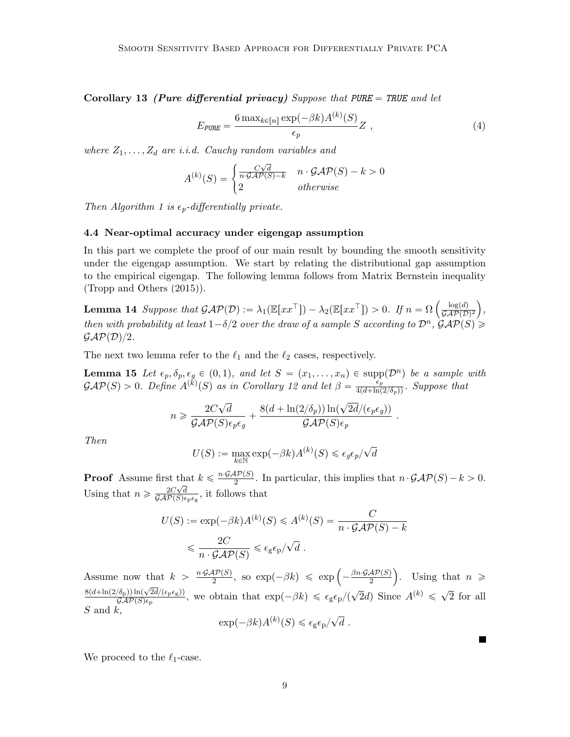**Corollary 13** ***(Pure differential privacy)*** *Suppose that* $\texttt{PURE} = \texttt{TRUE}$ *and let*

$$E_{\texttt{PURE}} = \frac{6 \max_{k \in [n]} \exp(-\beta k) A^{(k)}(S)}{\epsilon_p} Z \ , \tag{4}$$

*where* $Z_1, \ldots, Z_d$ *are i.i.d. Cauchy random variables and*

$$A^{(k)}(S) = \begin{cases} \frac{C\sqrt{d}}{n \cdot \mathcal{GAP}(S) - k} & n \cdot \mathcal{GAP}(S) - k > 0 \\ 2 & \text{otherwise} \end{cases}$$

*Then Algorithm 1 is* $\epsilon_p$*-differentially private.*

### 4.4 Near-optimal accuracy under eigengap assumption

In this part we complete the proof of our main result by bounding the smooth sensitivity under the eigengap assumption. We start by relating the distributional gap assumption to the empirical eigengap. The following lemma follows from Matrix Bernstein inequality (Tropp and Others (2015)).

**Lemma 14** *Suppose that* $\mathcal{GAP}(\mathcal{D}) := \lambda_1(\mathbb{E}[xx^\top]) - \lambda_2(\mathbb{E}[xx^\top]) > 0$*. If* $n = \Omega\left(\frac{\log(d)}{\mathcal{GAP}(\mathcal{D})^2}\right)$*, then with probability at least* $1-\delta/2$ *over the draw of a sample* $S$ *according to* $\mathcal{D}^n$*,* $\mathcal{GAP}(S) \geqslant \mathcal{GAP}(\mathcal{D})/2$*.*

The next two lemma refer to the $\ell_1$ and the $\ell_2$ cases, respectively.

**Lemma 15** *Let* $\epsilon_p, \delta_p, \epsilon_g \in (0,1)$*, and let* $S = (x_1, \ldots, x_n) \in \text{supp}(\mathcal{D}^n)$ *be a sample with* $\mathcal{GAP}(S) > 0$*. Define* $A^{(k)}(S)$ *as in Corollary 12 and let* $\beta = \frac{\epsilon_p}{4(d+\ln(2/\delta_p))}$*. Suppose that*

$$n \geqslant \frac{2C\sqrt{d}}{\mathcal{GAP}(S)\epsilon_p\epsilon_g} + \frac{8(d+\ln(2/\delta_p))\ln(\sqrt{2d}/(\epsilon_p\epsilon_g))}{\mathcal{GAP}(S)\epsilon_p} \ .$$

*Then*

$$U(S) := \max_{k \in \mathbb{N}} \exp(-\beta k) A^{(k)}(S) \leqslant \epsilon_g\epsilon_p/\sqrt{d}$$

**Proof** Assume first that $k \leqslant \frac{n \cdot \mathcal{GAP}(S)}{2}$. In particular, this implies that $n \cdot \mathcal{GAP}(S) - k > 0$. Using that $n \geqslant \frac{2C\sqrt{d}}{\mathcal{GAP}(S)\epsilon_p\epsilon_g}$, it follows that

$$\begin{aligned} U(S) &:= \exp(-\beta k) A^{(k)}(S) \leqslant A^{(k)}(S) = \frac{C}{n \cdot \mathcal{GAP}(S) - k} \\ &\leqslant \frac{2C}{n \cdot \mathcal{GAP}(S)} \leqslant \epsilon_g\epsilon_p/\sqrt{d} \ . \end{aligned}$$

Assume now that $k > \frac{n \cdot \mathcal{GAP}(S)}{2}$, so $\exp(-\beta k) \leqslant \exp\left(-\frac{\beta n \cdot \mathcal{GAP}(S)}{2}\right)$. Using that $n \geqslant \frac{8(d+\ln(2/\delta_p))\ln(\sqrt{2d}/(\epsilon_p\epsilon_g))}{\mathcal{GAP}(S)\epsilon_p}$, we obtain that $\exp(-\beta k) \leqslant \epsilon_g\epsilon_p/(\sqrt{2}d)$ Since $A^{(k)} \leqslant \sqrt{2}$ for all $S$ and $k$,

$$\exp(-\beta k) A^{(k)}(S) \leqslant \epsilon_g\epsilon_p/\sqrt{d} \ .$$

■

We proceed to the $\ell_1$-case.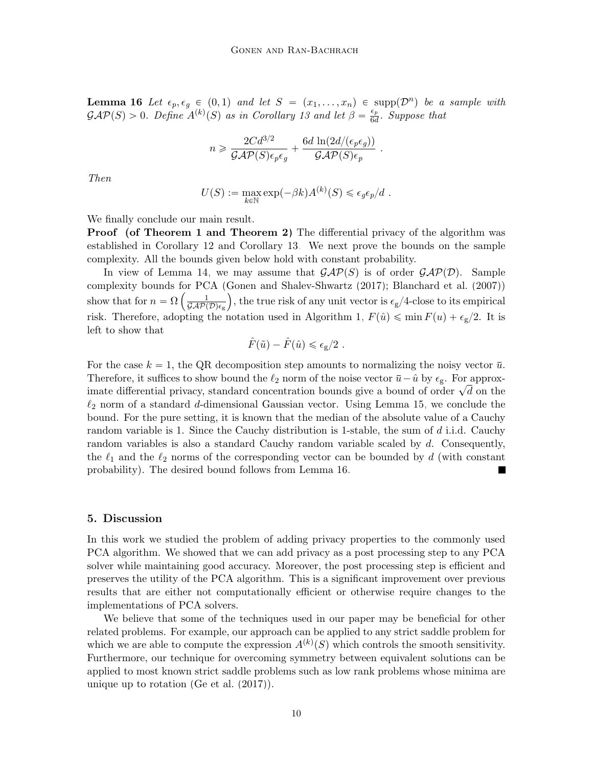**Lemma 16** *Let $\epsilon_p, \epsilon_g \in (0,1)$ and let $S = (x_1, \ldots, x_n) \in \text{supp}(\mathcal{D}^n)$ be a sample with $\mathcal{GAP}(S) > 0$. Define $A^{(k)}(S)$ as in Corollary 13 and let $\beta = \frac{\epsilon_p}{6d}$. Suppose that*

$$n \geqslant \frac{2Cd^{3/2}}{\mathcal{GAP}(S)\epsilon_p\epsilon_g} + \frac{6d\,\ln(2d/(\epsilon_p\epsilon_g))}{\mathcal{GAP}(S)\epsilon_p} \ .$$

*Then*

$$U(S) := \max_{k\in\mathbb{N}} \exp(-\beta k) A^{(k)}(S) \leqslant \epsilon_g\epsilon_p/d \ .$$

We finally conclude our main result.

**Proof (of Theorem 1 and Theorem 2)** The differential privacy of the algorithm was established in Corollary 12 and Corollary 13. We next prove the bounds on the sample complexity. All the bounds given below hold with constant probability.

In view of Lemma 14, we may assume that $\mathcal{GAP}(S)$ is of order $\mathcal{GAP}(\mathcal{D})$. Sample complexity bounds for PCA (Gonen and Shalev-Shwartz (2017); Blanchard et al. (2007)) show that for $n = \Omega\left(\frac{1}{\mathcal{GAP}(\mathcal{D})\epsilon_{\mathrm{g}}}\right)$, the true risk of any unit vector is $\epsilon_{\mathrm{g}}/4$-close to its empirical risk. Therefore, adopting the notation used in Algorithm 1, $F(\hat{u}) \leqslant \min F(u) + \epsilon_{\mathrm{g}}/2$. It is left to show that

$$\hat{F}(\tilde{u}) - \hat{F}(\hat{u}) \leqslant \epsilon_{\mathrm{g}}/2 \ .$$

For the case $k = 1$, the QR decomposition step amounts to normalizing the noisy vector $\bar{u}$. Therefore, it suffices to show bound the $\ell_2$ norm of the noise vector $\bar{u} - \hat{u}$ by $\epsilon_{\mathrm{g}}$. For approximate differential privacy, standard concentration bounds give a bound of order $\sqrt{d}$ on the $\ell_2$ norm of a standard $d$-dimensional Gaussian vector. Using Lemma 15, we conclude the bound. For the pure setting, it is known that the median of the absolute value of a Cauchy random variable is 1. Since the Cauchy distribution is 1-stable, the sum of $d$ i.i.d. Cauchy random variables is also a standard Cauchy random variable scaled by $d$. Consequently, the $\ell_1$ and the $\ell_2$ norms of the corresponding vector can be bounded by $d$ (with constant probability). The desired bound follows from Lemma 16. ■

## 5. Discussion

In this work we studied the problem of adding privacy properties to the commonly used PCA algorithm. We showed that we can add privacy as a post processing step to any PCA solver while maintaining good accuracy. Moreover, the post processing step is efficient and preserves the utility of the PCA algorithm. This is a significant improvement over previous results that are either not computationally efficient or otherwise require changes to the implementations of PCA solvers.

We believe that some of the techniques used in our paper may be beneficial for other related problems. For example, our approach can be applied to any strict saddle problem for which we are able to compute the expression $A^{(k)}(S)$ which controls the smooth sensitivity. Furthermore, our technique for overcoming symmetry between equivalent solutions can be applied to most known strict saddle problems such as low rank problems whose minima are unique up to rotation (Ge et al. (2017)).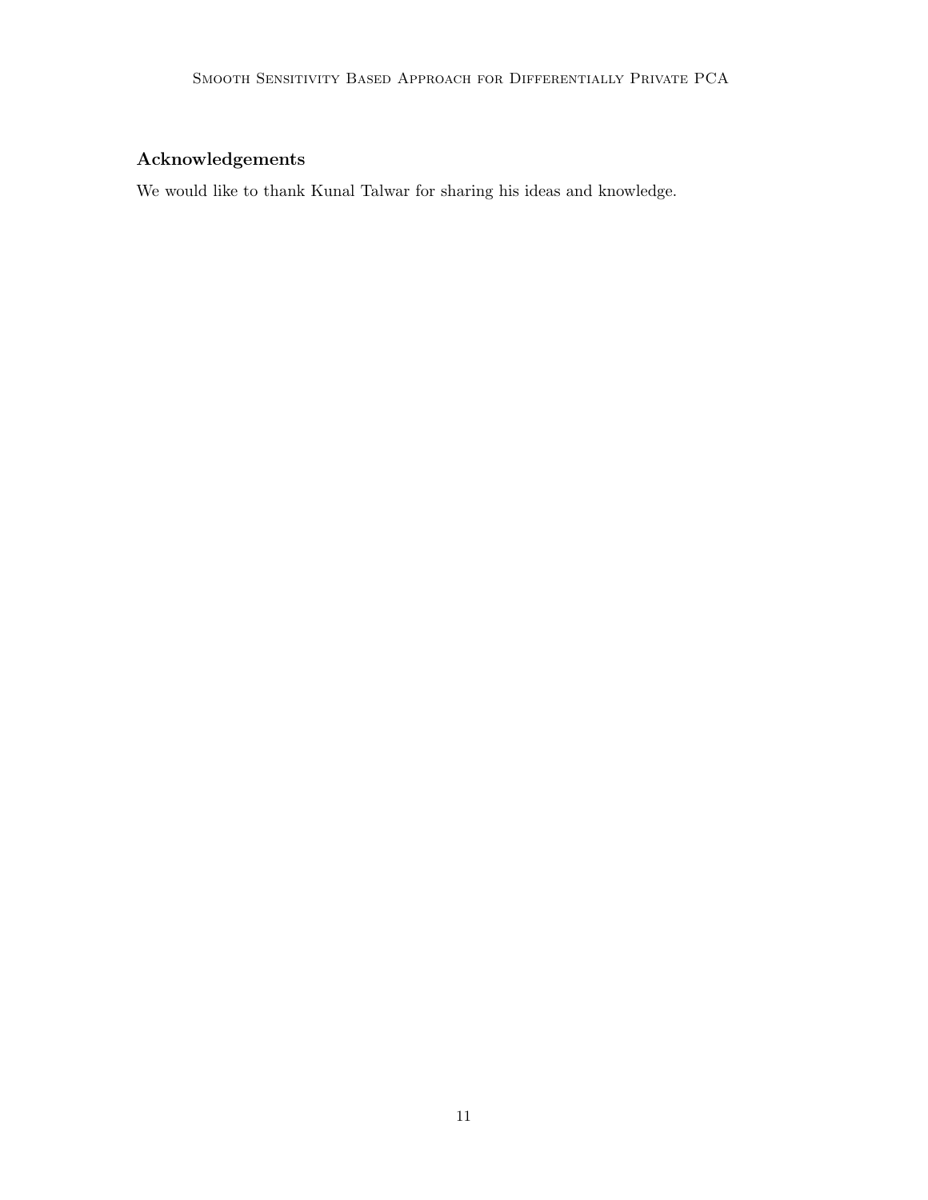## Acknowledgements

We would like to thank Kunal Talwar for sharing his ideas and knowledge.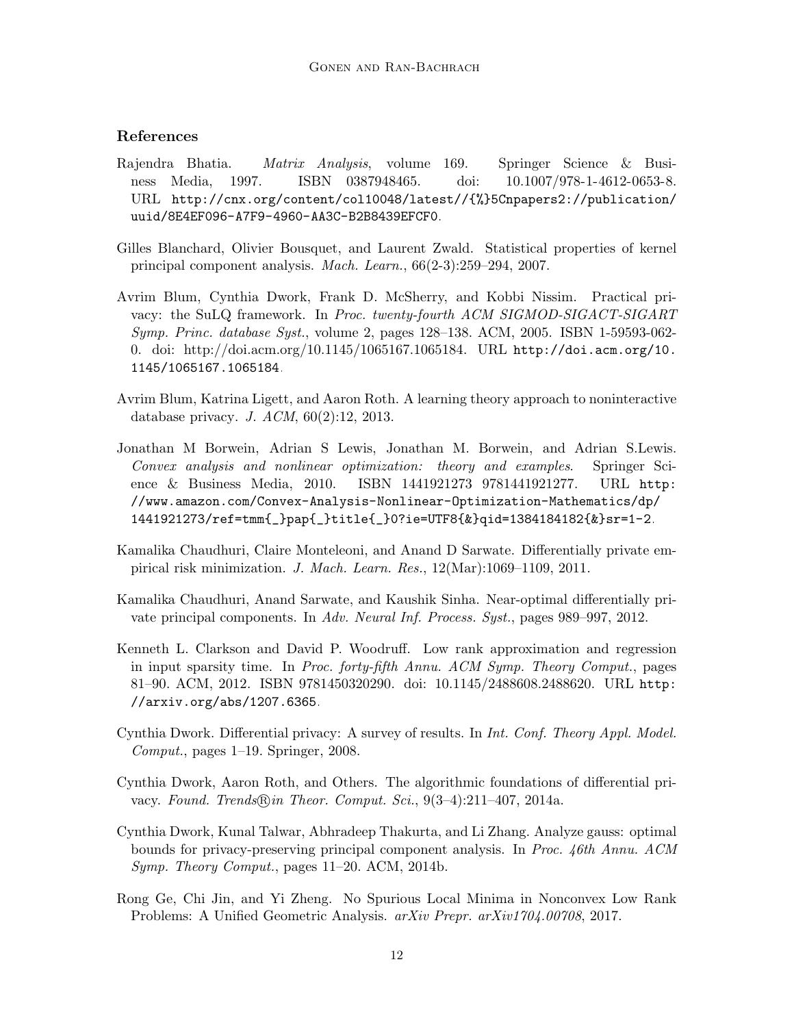## References

Rajendra Bhatia. *Matrix Analysis*, volume 169. Springer Science & Business Media, 1997. ISBN 0387948465. doi: 10.1007/978-1-4612-0653-8. URL http://cnx.org/content/col10048/latest//{%}5Cnpapers2://publication/uuid/8E4EF096-A7F9-4960-AA3C-B2B8439EFCF0.

Gilles Blanchard, Olivier Bousquet, and Laurent Zwald. Statistical properties of kernel principal component analysis. *Mach. Learn.*, 66(2-3):259–294, 2007.

Avrim Blum, Cynthia Dwork, Frank D. McSherry, and Kobbi Nissim. Practical privacy: the SuLQ framework. In *Proc. twenty-fourth ACM SIGMOD-SIGACT-SIGART Symp. Princ. database Syst.*, volume 2, pages 128–138. ACM, 2005. ISBN 1-59593-062-0. doi: http://doi.acm.org/10.1145/1065167.1065184. URL http://doi.acm.org/10.1145/1065167.1065184.

Avrim Blum, Katrina Ligett, and Aaron Roth. A learning theory approach to noninteractive database privacy. *J. ACM*, 60(2):12, 2013.

Jonathan M Borwein, Adrian S Lewis, Jonathan M. Borwein, and Adrian S.Lewis. *Convex analysis and nonlinear optimization: theory and examples*. Springer Science & Business Media, 2010. ISBN 1441921273 9781441921277. URL http://www.amazon.com/Convex-Analysis-Nonlinear-Optimization-Mathematics/dp/1441921273/ref=tmm{_}pap{_}title{_}0?ie=UTF8{&}qid=1384184182{&}sr=1-2.

Kamalika Chaudhuri, Claire Monteleoni, and Anand D Sarwate. Differentially private empirical risk minimization. *J. Mach. Learn. Res.*, 12(Mar):1069–1109, 2011.

Kamalika Chaudhuri, Anand Sarwate, and Kaushik Sinha. Near-optimal differentially private principal components. In *Adv. Neural Inf. Process. Syst.*, pages 989–997, 2012.

Kenneth L. Clarkson and David P. Woodruff. Low rank approximation and regression in input sparsity time. In *Proc. forty-fifth Annu. ACM Symp. Theory Comput.*, pages 81–90. ACM, 2012. ISBN 9781450320290. doi: 10.1145/2488608.2488620. URL http://arxiv.org/abs/1207.6365.

Cynthia Dwork. Differential privacy: A survey of results. In *Int. Conf. Theory Appl. Model. Comput.*, pages 1–19. Springer, 2008.

Cynthia Dwork, Aaron Roth, and Others. The algorithmic foundations of differential privacy. *Found. Trends® in Theor. Comput. Sci.*, 9(3–4):211–407, 2014a.

Cynthia Dwork, Kunal Talwar, Abhradeep Thakurta, and Li Zhang. Analyze gauss: optimal bounds for privacy-preserving principal component analysis. In *Proc. 46th Annu. ACM Symp. Theory Comput.*, pages 11–20. ACM, 2014b.

Rong Ge, Chi Jin, and Yi Zheng. No Spurious Local Minima in Nonconvex Low Rank Problems: A Unified Geometric Analysis. *arXiv Prepr. arXiv1704.00708*, 2017.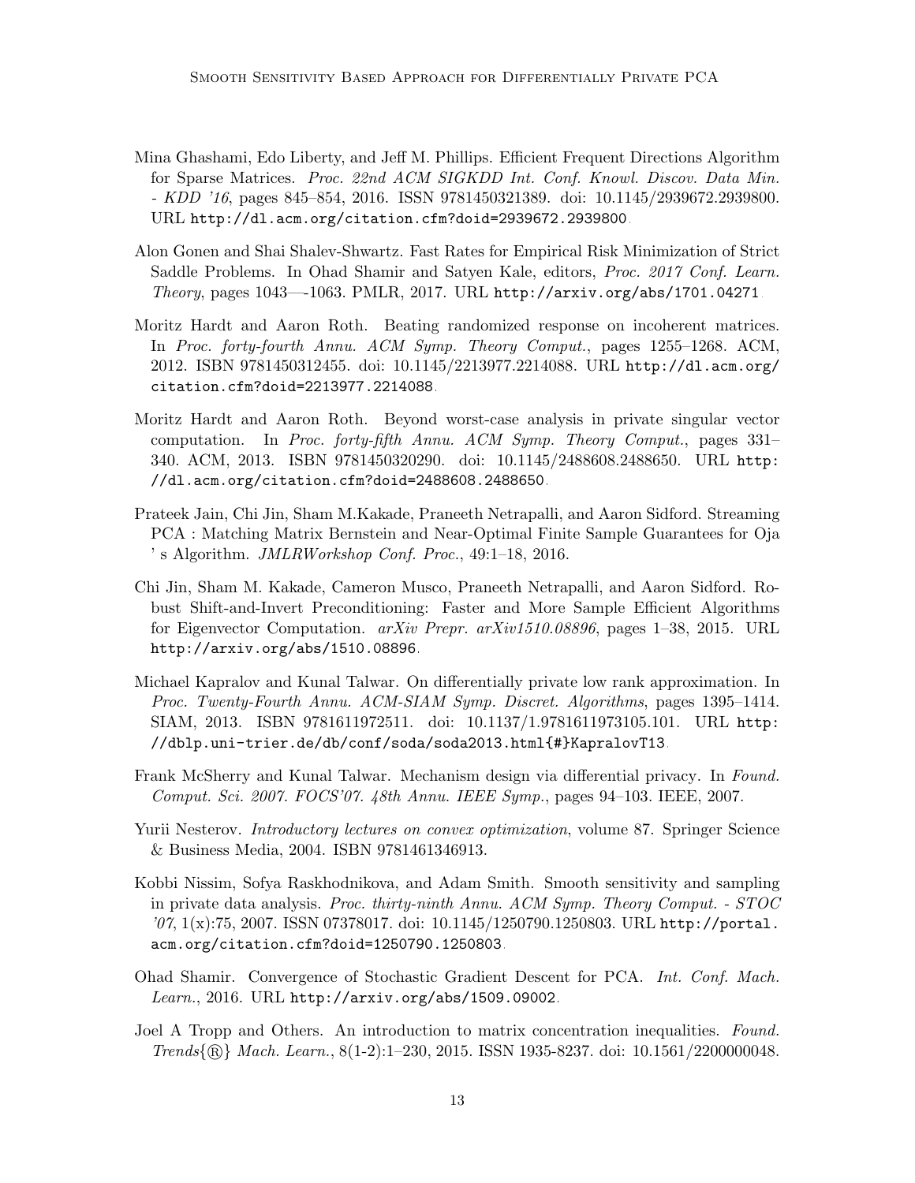Mina Ghashami, Edo Liberty, and Jeff M. Phillips. Efficient Frequent Directions Algorithm for Sparse Matrices. *Proc. 22nd ACM SIGKDD Int. Conf. Knowl. Discov. Data Min. - KDD '16*, pages 845–854, 2016. ISSN 9781450321389. doi: 10.1145/2939672.2939800. URL `http://dl.acm.org/citation.cfm?doid=2939672.2939800`.

Alon Gonen and Shai Shalev-Shwartz. Fast Rates for Empirical Risk Minimization of Strict Saddle Problems. In Ohad Shamir and Satyen Kale, editors, *Proc. 2017 Conf. Learn. Theory*, pages 1043—-1063. PMLR, 2017. URL `http://arxiv.org/abs/1701.04271`.

Moritz Hardt and Aaron Roth. Beating randomized response on incoherent matrices. In *Proc. forty-fourth Annu. ACM Symp. Theory Comput.*, pages 1255–1268. ACM, 2012. ISBN 9781450312455. doi: 10.1145/2213977.2214088. URL `http://dl.acm.org/citation.cfm?doid=2213977.2214088`.

Moritz Hardt and Aaron Roth. Beyond worst-case analysis in private singular vector computation. In *Proc. forty-fifth Annu. ACM Symp. Theory Comput.*, pages 331–340. ACM, 2013. ISBN 9781450320290. doi: 10.1145/2488608.2488650. URL `http://dl.acm.org/citation.cfm?doid=2488608.2488650`.

Prateek Jain, Chi Jin, Sham M.Kakade, Praneeth Netrapalli, and Aaron Sidford. Streaming PCA : Matching Matrix Bernstein and Near-Optimal Finite Sample Guarantees for Oja ' s Algorithm. *JMLRWorkshop Conf. Proc.*, 49:1–18, 2016.

Chi Jin, Sham M. Kakade, Cameron Musco, Praneeth Netrapalli, and Aaron Sidford. Robust Shift-and-Invert Preconditioning: Faster and More Sample Efficient Algorithms for Eigenvector Computation. *arXiv Prepr. arXiv1510.08896*, pages 1–38, 2015. URL `http://arxiv.org/abs/1510.08896`.

Michael Kapralov and Kunal Talwar. On differentially private low rank approximation. In *Proc. Twenty-Fourth Annu. ACM-SIAM Symp. Discret. Algorithms*, pages 1395–1414. SIAM, 2013. ISBN 9781611972511. doi: 10.1137/1.9781611973105.101. URL `http://dblp.uni-trier.de/db/conf/soda/soda2013.html{#}KapralovT13`.

Frank McSherry and Kunal Talwar. Mechanism design via differential privacy. In *Found. Comput. Sci. 2007. FOCS'07. 48th Annu. IEEE Symp.*, pages 94–103. IEEE, 2007.

Yurii Nesterov. *Introductory lectures on convex optimization*, volume 87. Springer Science & Business Media, 2004. ISBN 9781461346913.

Kobbi Nissim, Sofya Raskhodnikova, and Adam Smith. Smooth sensitivity and sampling in private data analysis. *Proc. thirty-ninth Annu. ACM Symp. Theory Comput. - STOC '07*, 1(x):75, 2007. ISSN 07378017. doi: 10.1145/1250790.1250803. URL `http://portal.acm.org/citation.cfm?doid=1250790.1250803`.

Ohad Shamir. Convergence of Stochastic Gradient Descent for PCA. *Int. Conf. Mach. Learn.*, 2016. URL `http://arxiv.org/abs/1509.09002`.

Joel A Tropp and Others. An introduction to matrix concentration inequalities. *Found. Trends{®} Mach. Learn.*, 8(1-2):1–230, 2015. ISSN 1935-8237. doi: 10.1561/2200000048.